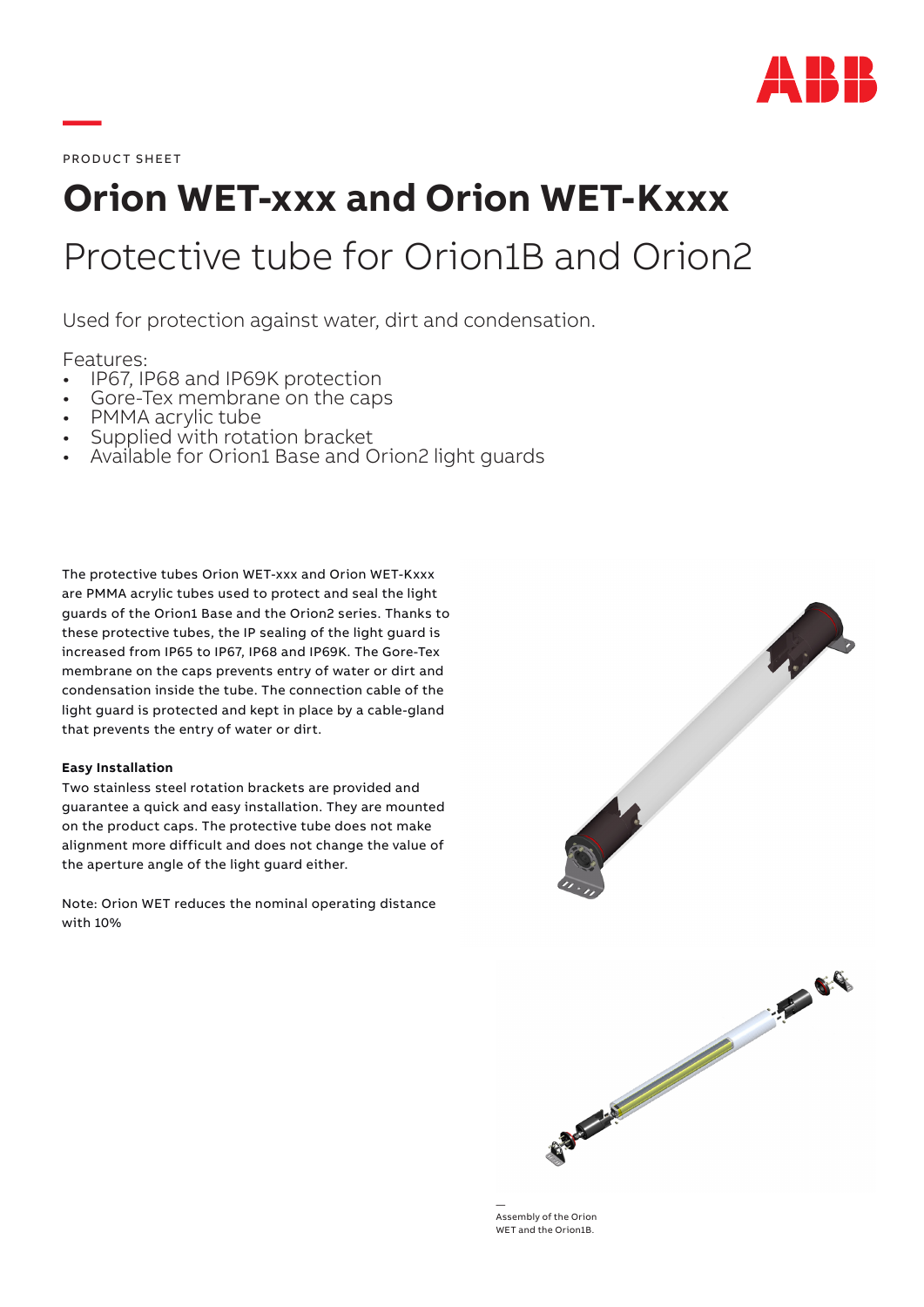PRODUCT SHEET

# Orion WET-xxx and Orion WET-Kxxx

## Protective tube for Orion1B and Orion2

Used for protection against water, dirt and condensation.

Features:

- IP67, IP68 and IP69K protection
- Gore-Tex membrane on the caps
- PMMA acrylic tube
- Supplied with rotation bracket
- Available for Orion1 Base and Orion2 light guards

The protective tubes Orion WET-xxx and Orion WET-Kxxx are PMMA acrylic tubes used to protect and seal the light guards of the Orion1 Base and the Orion2 series. Thanks to these protective tubes, the IP sealing of the light guard is increased from IP65 to IP67, IP68 and IP69K. The Gore-Tex membrane on the caps prevents entry of water or dirt and condensation inside the tube. The connection cable of the light guard is protected and kept in place by a cable-gland that prevents the entry of water or dirt.

**Easy Installation**

Two stainless steel rotation brackets are provided and guarantee a quick and easy installation. They are mounted on the product caps. The protective tube does not make alignment more difficult and does not change the value of the aperture angle of the light guard either.

Note: Orion WET reduces the nominal operating distance with 10%

Assembly of the Orion WET and the Orion1B.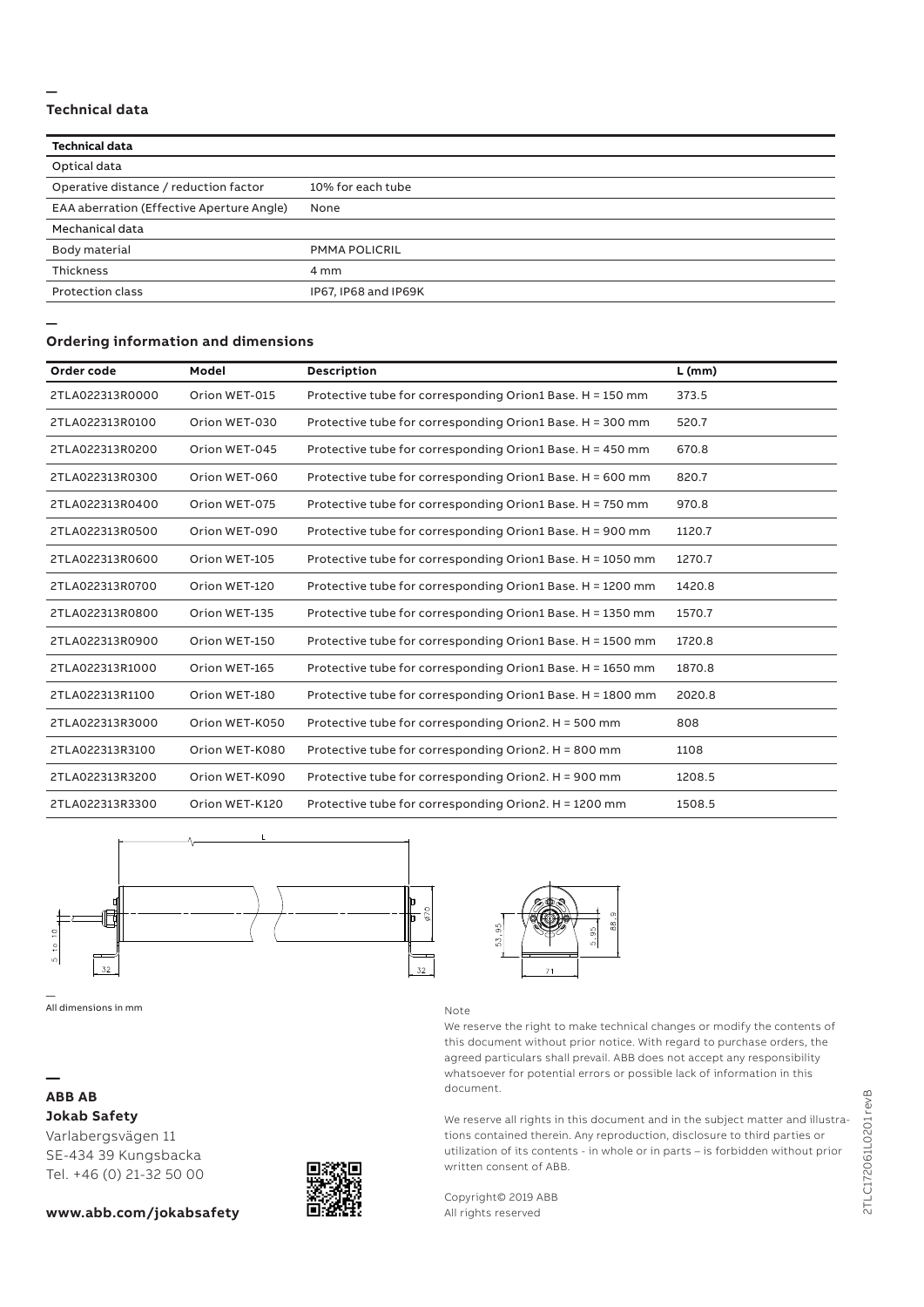## Technical data

| Technical data | |
|---|---|
| Optical data | |
| Operative distance / reduction factor | 10% for each tube |
| EAA aberration (Effective Aperture Angle) | None |
| Mechanical data | |
| Body material | PMMA POLICRIL |
| Thickness | 4 mm |
| Protection class | IP67, IP68 and IP69K |

## Ordering information and dimensions

| Order code | Model | Description | L (mm) |
|---|---|---|---|
| 2TLA022313R0000 | Orion WET-015 | Protective tube for corresponding Orion1 Base. H = 150 mm | 373.5 |
| 2TLA022313R0100 | Orion WET-030 | Protective tube for corresponding Orion1 Base. H = 300 mm | 520.7 |
| 2TLA022313R0200 | Orion WET-045 | Protective tube for corresponding Orion1 Base. H = 450 mm | 670.8 |
| 2TLA022313R0300 | Orion WET-060 | Protective tube for corresponding Orion1 Base. H = 600 mm | 820.7 |
| 2TLA022313R0400 | Orion WET-075 | Protective tube for corresponding Orion1 Base. H = 750 mm | 970.8 |
| 2TLA022313R0500 | Orion WET-090 | Protective tube for corresponding Orion1 Base. H = 900 mm | 1120.7 |
| 2TLA022313R0600 | Orion WET-105 | Protective tube for corresponding Orion1 Base. H = 1050 mm | 1270.7 |
| 2TLA022313R0700 | Orion WET-120 | Protective tube for corresponding Orion1 Base. H = 1200 mm | 1420.8 |
| 2TLA022313R0800 | Orion WET-135 | Protective tube for corresponding Orion1 Base. H = 1350 mm | 1570.7 |
| 2TLA022313R0900 | Orion WET-150 | Protective tube for corresponding Orion1 Base. H = 1500 mm | 1720.8 |
| 2TLA022313R1000 | Orion WET-165 | Protective tube for corresponding Orion1 Base. H = 1650 mm | 1870.8 |
| 2TLA022313R1100 | Orion WET-180 | Protective tube for corresponding Orion1 Base. H = 1800 mm | 2020.8 |
| 2TLA022313R3000 | Orion WET-K050 | Protective tube for corresponding Orion2. H = 500 mm | 808 |
| 2TLA022313R3100 | Orion WET-K080 | Protective tube for corresponding Orion2. H = 800 mm | 1108 |
| 2TLA022313R3200 | Orion WET-K090 | Protective tube for corresponding Orion2. H = 900 mm | 1208.5 |
| 2TLA022313R3300 | Orion WET-K120 | Protective tube for corresponding Orion2. H = 1200 mm | 1508.5 |

L
5 to 10
32
ø70
32
53.95
5.95
88.9
71

All dimensions in mm

Note

We reserve the right to make technical changes or modify the contents of this document without prior notice. With regard to purchase orders, the agreed particulars shall prevail. ABB does not accept any responsibility whatsoever for potential errors or possible lack of information in this document.

We reserve all rights in this document and in the subject matter and illustrations contained therein. Any reproduction, disclosure to third parties or utilization of its contents - in whole or in parts – is forbidden without prior written consent of ABB.

Copyright© 2019 ABB
All rights reserved

**ABB AB**
**Jokab Safety**
Varlabergsvägen 11
SE-434 39 Kungsbacka
Tel. +46 (0) 21-32 50 00

**www.abb.com/jokabsafety**

2TLC172061L0201 rev B